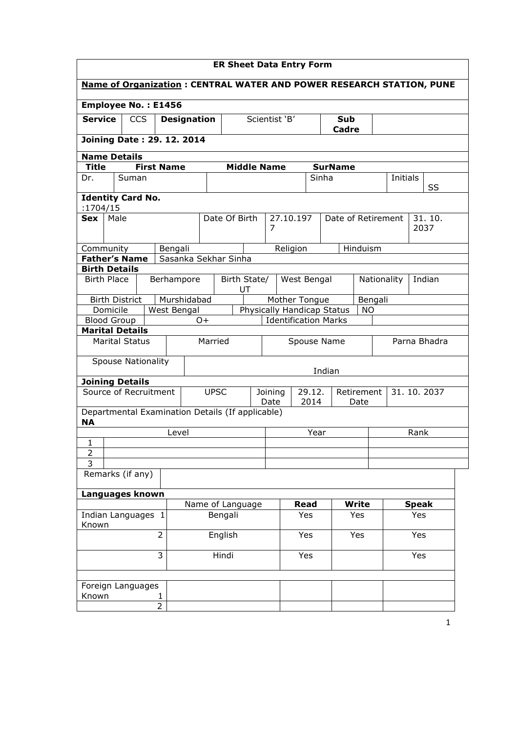## ER Sheet Data Entry Form

**Name of Organization : CENTRAL WATER AND POWER RESEARCH STATION, PUNE**

**Employee No. : E1456**

| **Service** | CCS | **Designation** | Scientist 'B' | **Sub Cadre** | |
|---|---|---|---|---|---|

**Joining Date : 29. 12. 2014**

**Name Details**

| **Title** | **First Name** | **Middle Name** | **SurName** | | |
|---|---|---|---|---|---|
| Dr. | Suman | | Sinha | Initials | SS |

**Identity Card No.** :1704/15

| **Sex** | Male | Date Of Birth | 27.10.1977 | Date of Retirement | 31. 10. 2037 |
|---|---|---|---|---|---|

| Community | Bengali | Religion | Hinduism |
|---|---|---|---|
| **Father's Name** | Sasanka Sekhar Sinha | | |

**Birth Details**

| Birth Place | Berhampore | Birth State/ UT | West Bengal | Nationality | Indian |
|---|---|---|---|---|---|
| Birth District | Murshidabad | Mother Tongue | Bengali | | |
| Domicile | West Bengal | Physically Handicap Status | NO | | |
| Blood Group | O+ | Identification Marks | | | |

**Marital Details**

| Marital Status | Married | Spouse Name | Parna Bhadra |
|---|---|---|---|
| Spouse Nationality | Indian | | |

**Joining Details**

| Source of Recruitment | UPSC | Joining Date | 29.12. 2014 | Retirement Date | 31. 10. 2037 |
|---|---|---|---|---|---|

Departmental Examination Details (If applicable)
**NA**

| | Level | Year | Rank |
|---|---|---|---|
| 1 | | | |
| 2 | | | |
| 3 | | | |

| Remarks (if any) | |
|---|---|

**Languages known**

| | | Name of Language | **Read** | **Write** | **Speak** |
|---|---|---|---|---|---|
| Indian Languages Known | 1 | Bengali | Yes | Yes | Yes |
| | 2 | English | Yes | Yes | Yes |
| | 3 | Hindi | Yes | | Yes |
| | | | | | |
| Foreign Languages Known | 1 | | | | |
| | 2 | | | | |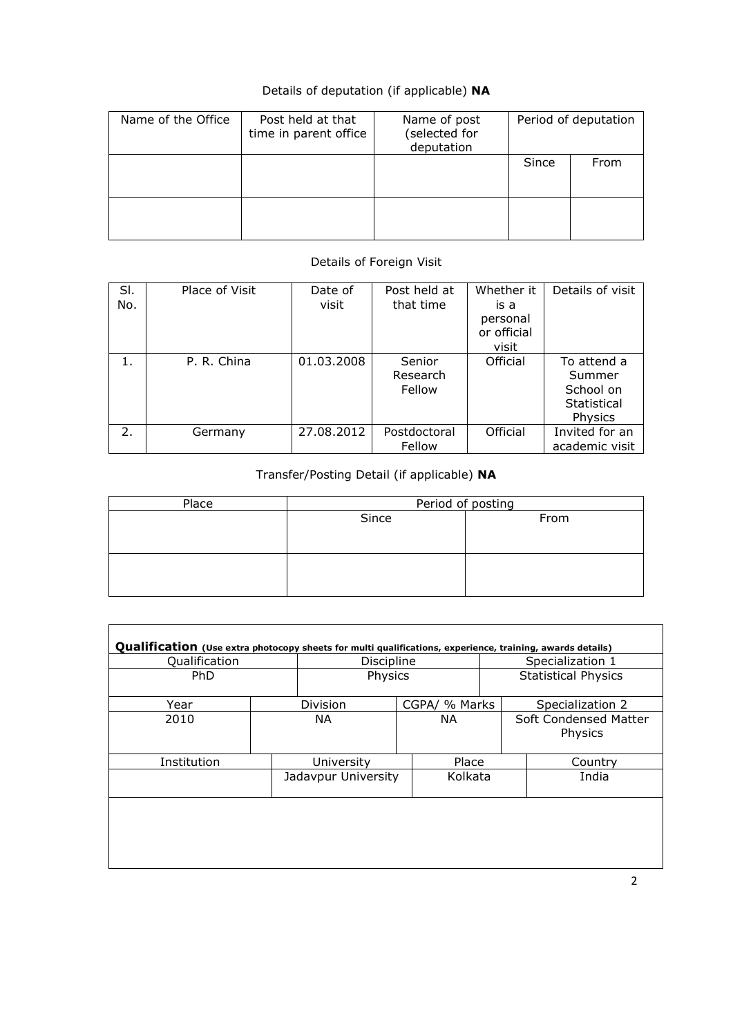Details of deputation (if applicable) **NA**

| Name of the Office | Post held at that time in parent office | Name of post (selected for deputation | Period of deputation | |
|---|---|---|---|---|
| | | | Since | From |
| | | | | |

Details of Foreign Visit

| Sl. No. | Place of Visit | Date of visit | Post held at that time | Whether it is a personal or official visit | Details of visit |
|---|---|---|---|---|---|
| 1. | P. R. China | 01.03.2008 | Senior Research Fellow | Official | To attend a Summer School on Statistical Physics |
| 2. | Germany | 27.08.2012 | Postdoctoral Fellow | Official | Invited for an academic visit |

Transfer/Posting Detail (if applicable) **NA**

| Place | Period of posting | |
|---|---|---|
| | Since | From |
| | | |

**Qualification** (Use extra photocopy sheets for multi qualifications, experience, training, awards details)

| Qualification | Discipline | Specialization 1 |
|---|---|---|
| PhD | Physics | Statistical Physics |

| Year | Division | CGPA/ % Marks | Specialization 2 |
|---|---|---|---|
| 2010 | NA | NA | Soft Condensed Matter Physics |

| Institution | University | Place | Country |
|---|---|---|---|
| | Jadavpur University | Kolkata | India |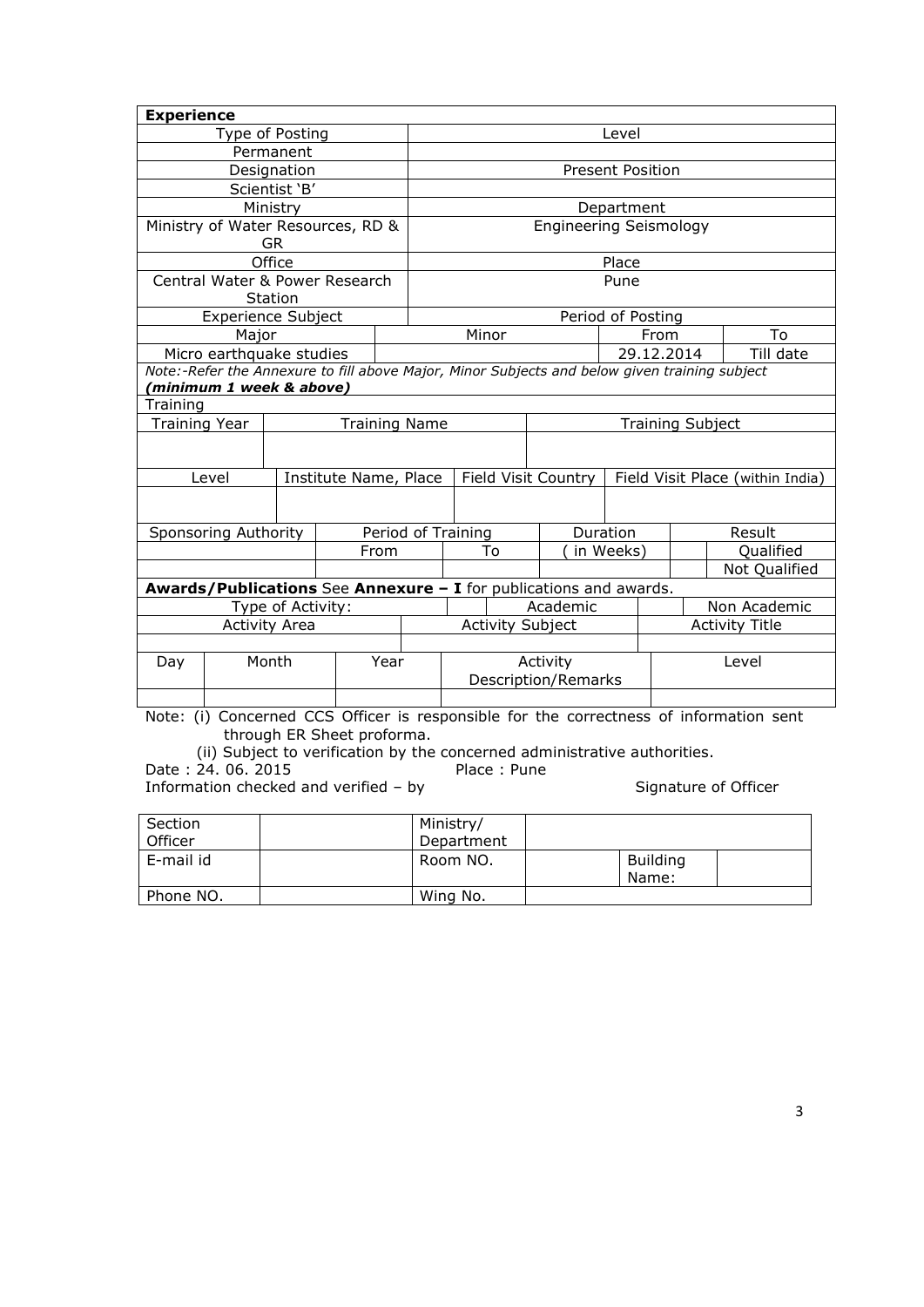**Experience**

| Type of Posting | Level |
|---|---|
| Permanent | |
| Designation | Present Position |
| Scientist 'B' | |
| Ministry | Department |
| Ministry of Water Resources, RD & GR | Engineering Seismology |
| Office | Place |
| Central Water & Power Research Station | Pune |

| Experience Subject | | Period of Posting | |
|---|---|---|---|
| Major | Minor | From | To |
| Micro earthquake studies | | 29.12.2014 | Till date |

*Note:-Refer the Annexure to fill above Major, Minor Subjects and below given training subject* ***(minimum 1 week & above)***

Training

| Training Year | Training Name | Training Subject |
|---|---|---|
| | | |

| Level | Institute Name, Place | Field Visit Country | Field Visit Place (within India) |
|---|---|---|---|
| | | | |

| Sponsoring Authority | Period of Training | | Duration | Result | |
|---|---|---|---|---|---|
| | From | To | ( in Weeks) | | Qualified |
| | | | | | Not Qualified |

**Awards/Publications** See **Annexure – I** for publications and awards.

| Type of Activity: | | Academic | | Non Academic |
|---|---|---|---|---|
| Activity Area | Activity Subject | | Activity Title | |
| | | | | |

| Day | Month | Year | Activity Description/Remarks | Level |
|---|---|---|---|---|
| | | | | |

Note: (i) Concerned CCS Officer is responsible for the correctness of information sent through ER Sheet proforma.

(ii) Subject to verification by the concerned administrative authorities.

Date : 24. 06. 2015 Place : Pune

Information checked and verified – by Signature of Officer

| Section Officer | | Ministry/ Department | | | |
|---|---|---|---|---|---|
| E-mail id | | Room NO. | | Building Name: | |
| Phone NO. | | Wing No. | | | |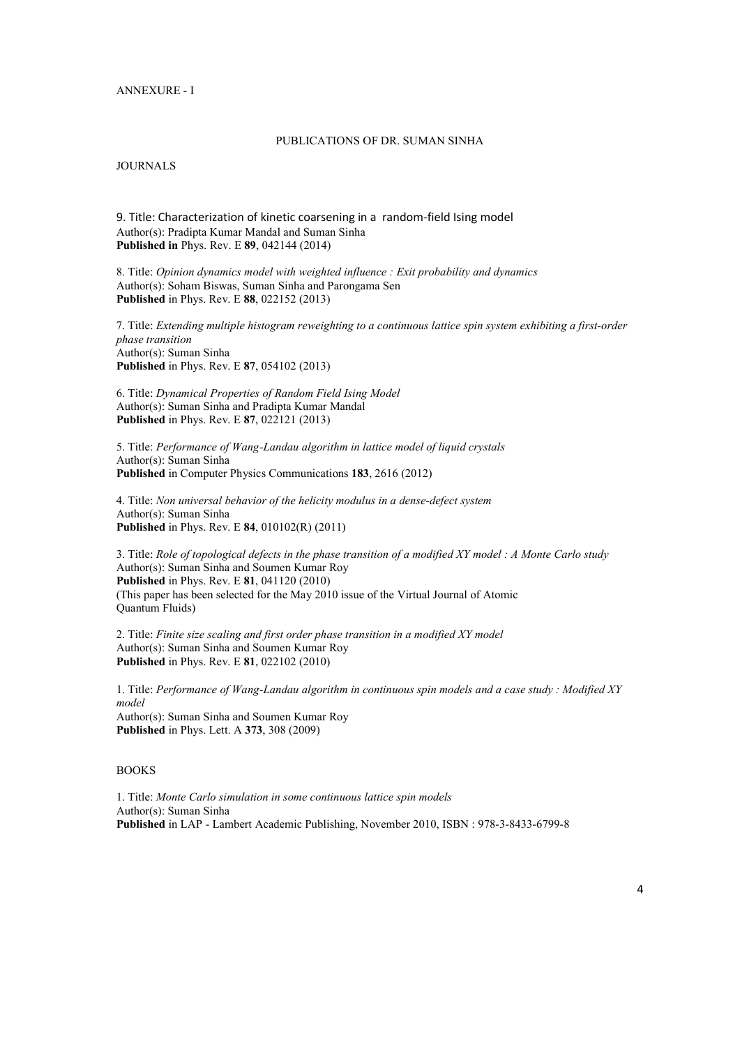ANNEXURE - I

## PUBLICATIONS OF DR. SUMAN SINHA

### JOURNALS

9. Title: Characterization of kinetic coarsening in a random-field Ising model
Author(s): Pradipta Kumar Mandal and Suman Sinha
**Published in** Phys. Rev. E **89**, 042144 (2014)

8. Title: *Opinion dynamics model with weighted influence : Exit probability and dynamics*
Author(s): Soham Biswas, Suman Sinha and Parongama Sen
**Published** in Phys. Rev. E **88**, 022152 (2013)

7. Title: *Extending multiple histogram reweighting to a continuous lattice spin system exhibiting a first-order phase transition*
Author(s): Suman Sinha
**Published** in Phys. Rev. E **87**, 054102 (2013)

6. Title: *Dynamical Properties of Random Field Ising Model*
Author(s): Suman Sinha and Pradipta Kumar Mandal
**Published** in Phys. Rev. E **87**, 022121 (2013)

5. Title: *Performance of Wang-Landau algorithm in lattice model of liquid crystals*
Author(s): Suman Sinha
**Published** in Computer Physics Communications **183**, 2616 (2012)

4. Title: *Non universal behavior of the helicity modulus in a dense-defect system*
Author(s): Suman Sinha
**Published** in Phys. Rev. E **84**, 010102(R) (2011)

3. Title: *Role of topological defects in the phase transition of a modified XY model : A Monte Carlo study*
Author(s): Suman Sinha and Soumen Kumar Roy
**Published** in Phys. Rev. E **81**, 041120 (2010)
(This paper has been selected for the May 2010 issue of the Virtual Journal of Atomic Quantum Fluids)

2. Title: *Finite size scaling and first order phase transition in a modified XY model*
Author(s): Suman Sinha and Soumen Kumar Roy
**Published** in Phys. Rev. E **81**, 022102 (2010)

1. Title: *Performance of Wang-Landau algorithm in continuous spin models and a case study : Modified XY model*
Author(s): Suman Sinha and Soumen Kumar Roy
**Published** in Phys. Lett. A **373**, 308 (2009)

### BOOKS

1. Title: *Monte Carlo simulation in some continuous lattice spin models*
Author(s): Suman Sinha
**Published** in LAP - Lambert Academic Publishing, November 2010, ISBN : 978-3-8433-6799-8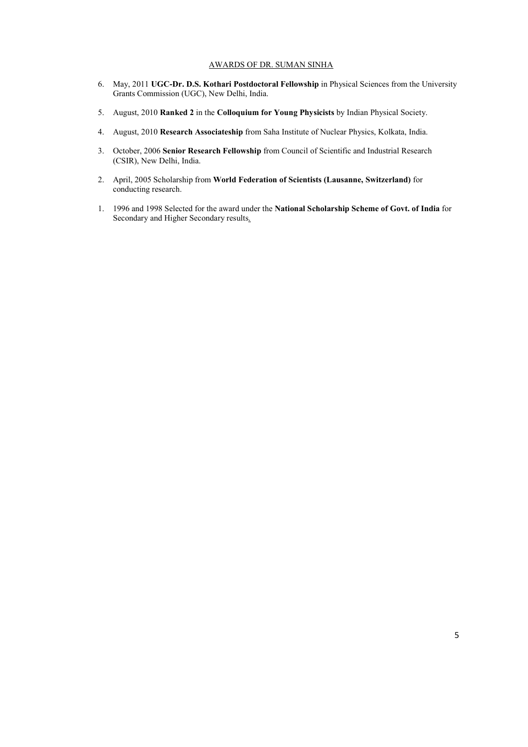## AWARDS OF DR. SUMAN SINHA

6. May, 2011 **UGC-Dr. D.S. Kothari Postdoctoral Fellowship** in Physical Sciences from the University Grants Commission (UGC), New Delhi, India.

5. August, 2010 **Ranked 2** in the **Colloquium for Young Physicists** by Indian Physical Society.

4. August, 2010 **Research Associateship** from Saha Institute of Nuclear Physics, Kolkata, India.

3. October, 2006 **Senior Research Fellowship** from Council of Scientific and Industrial Research (CSIR), New Delhi, India.

2. April, 2005 Scholarship from **World Federation of Scientists (Lausanne, Switzerland)** for conducting research.

1. 1996 and 1998 Selected for the award under the **National Scholarship Scheme of Govt. of India** for Secondary and Higher Secondary results.